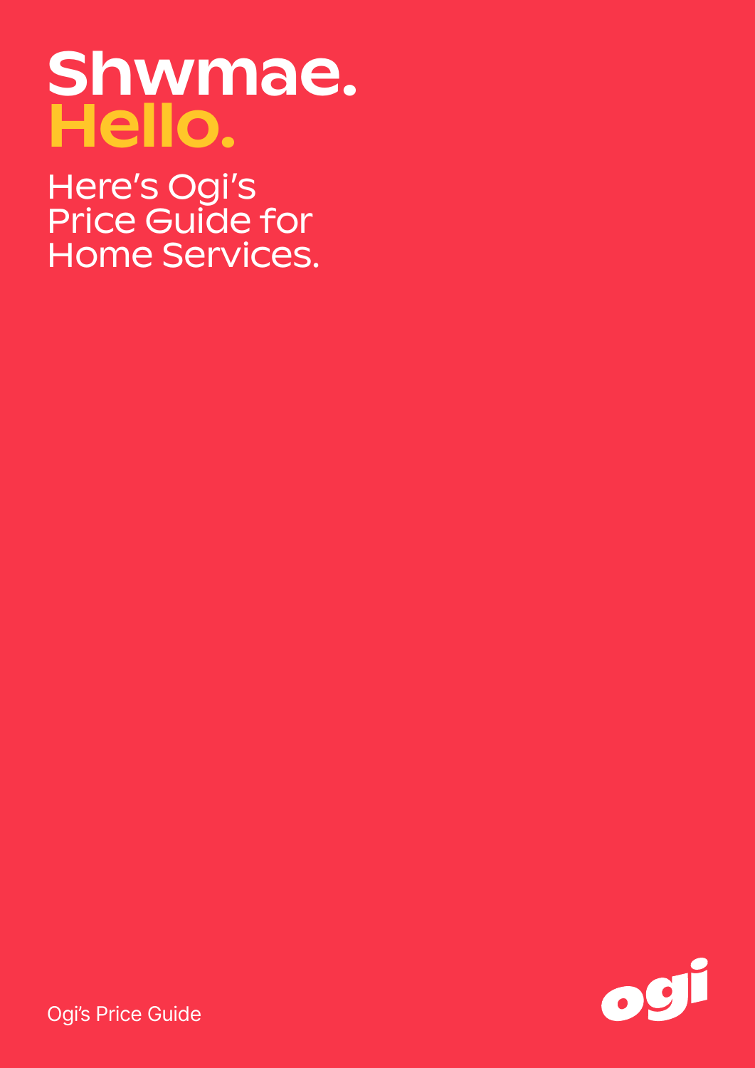# Shwmae.
# Hello.

## Here's Ogi's Price Guide for Home Services.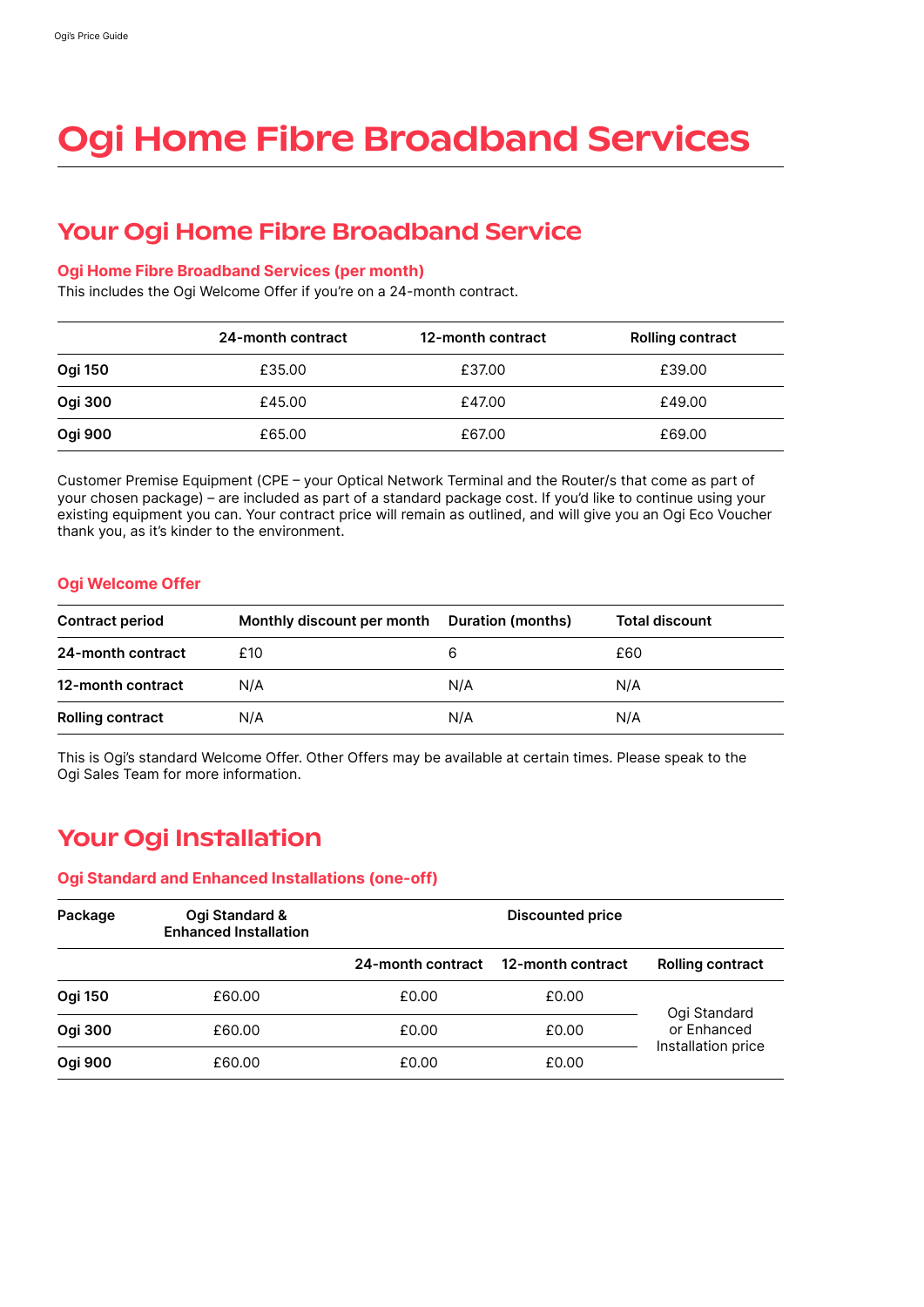# Ogi Home Fibre Broadband Services

## Your Ogi Home Fibre Broadband Service

### Ogi Home Fibre Broadband Services (per month)

This includes the Ogi Welcome Offer if you're on a 24-month contract.

| | 24-month contract | 12-month contract | Rolling contract |
|---|---|---|---|
| **Ogi 150** | £35.00 | £37.00 | £39.00 |
| **Ogi 300** | £45.00 | £47.00 | £49.00 |
| **Ogi 900** | £65.00 | £67.00 | £69.00 |

Customer Premise Equipment (CPE – your Optical Network Terminal and the Router/s that come as part of your chosen package) – are included as part of a standard package cost. If you'd like to continue using your existing equipment you can. Your contract price will remain as outlined, and will give you an Ogi Eco Voucher thank you, as it's kinder to the environment.

### Ogi Welcome Offer

| Contract period | Monthly discount per month | Duration (months) | Total discount |
|---|---|---|---|
| **24-month contract** | £10 | 6 | £60 |
| **12-month contract** | N/A | N/A | N/A |
| **Rolling contract** | N/A | N/A | N/A |

This is Ogi's standard Welcome Offer. Other Offers may be available at certain times. Please speak to the Ogi Sales Team for more information.

## Your Ogi Installation

### Ogi Standard and Enhanced Installations (one-off)

| Package | Ogi Standard & Enhanced Installation | Discounted price | | |
|---|---|---|---|---|
| | | 24-month contract | 12-month contract | Rolling contract |
| **Ogi 150** | £60.00 | £0.00 | £0.00 | Ogi Standard or Enhanced Installation price |
| **Ogi 300** | £60.00 | £0.00 | £0.00 | |
| **Ogi 900** | £60.00 | £0.00 | £0.00 | |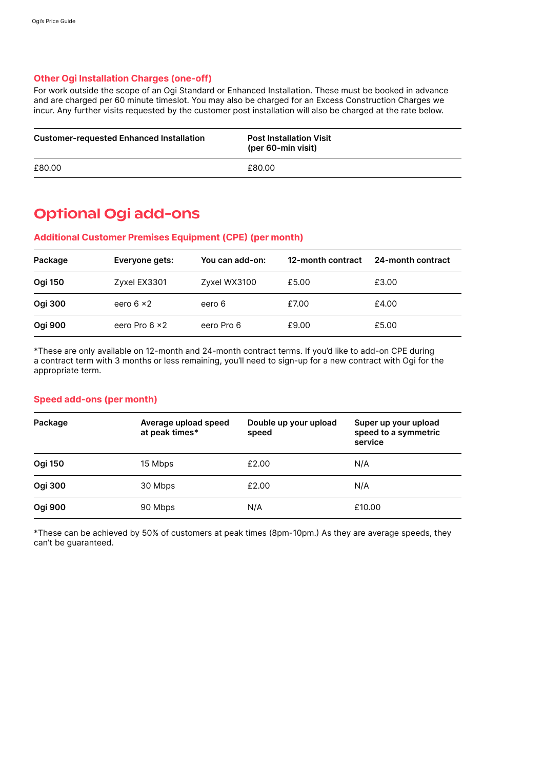### Other Ogi Installation Charges (one-off)

For work outside the scope of an Ogi Standard or Enhanced Installation. These must be booked in advance and are charged per 60 minute timeslot. You may also be charged for an Excess Construction Charges we incur. Any further visits requested by the customer post installation will also be charged at the rate below.

| Customer-requested Enhanced Installation | Post Installation Visit (per 60-min visit) |
| --- | --- |
| £80.00 | £80.00 |

## Optional Ogi add-ons

### Additional Customer Premises Equipment (CPE) (per month)

| Package | Everyone gets: | You can add-on: | 12-month contract | 24-month contract |
| --- | --- | --- | --- | --- |
| **Ogi 150** | Zyxel EX3301 | Zyxel WX3100 | £5.00 | £3.00 |
| **Ogi 300** | eero 6 ×2 | eero 6 | £7.00 | £4.00 |
| **Ogi 900** | eero Pro 6 ×2 | eero Pro 6 | £9.00 | £5.00 |

*These are only available on 12-month and 24-month contract terms. If you'd like to add-on CPE during a contract term with 3 months or less remaining, you'll need to sign-up for a new contract with Ogi for the appropriate term.

### Speed add-ons (per month)

| Package | Average upload speed at peak times* | Double up your upload speed | Super up your upload speed to a symmetric service |
| --- | --- | --- | --- |
| **Ogi 150** | 15 Mbps | £2.00 | N/A |
| **Ogi 300** | 30 Mbps | £2.00 | N/A |
| **Ogi 900** | 90 Mbps | N/A | £10.00 |

*These can be achieved by 50% of customers at peak times (8pm-10pm.) As they are average speeds, they can't be guaranteed.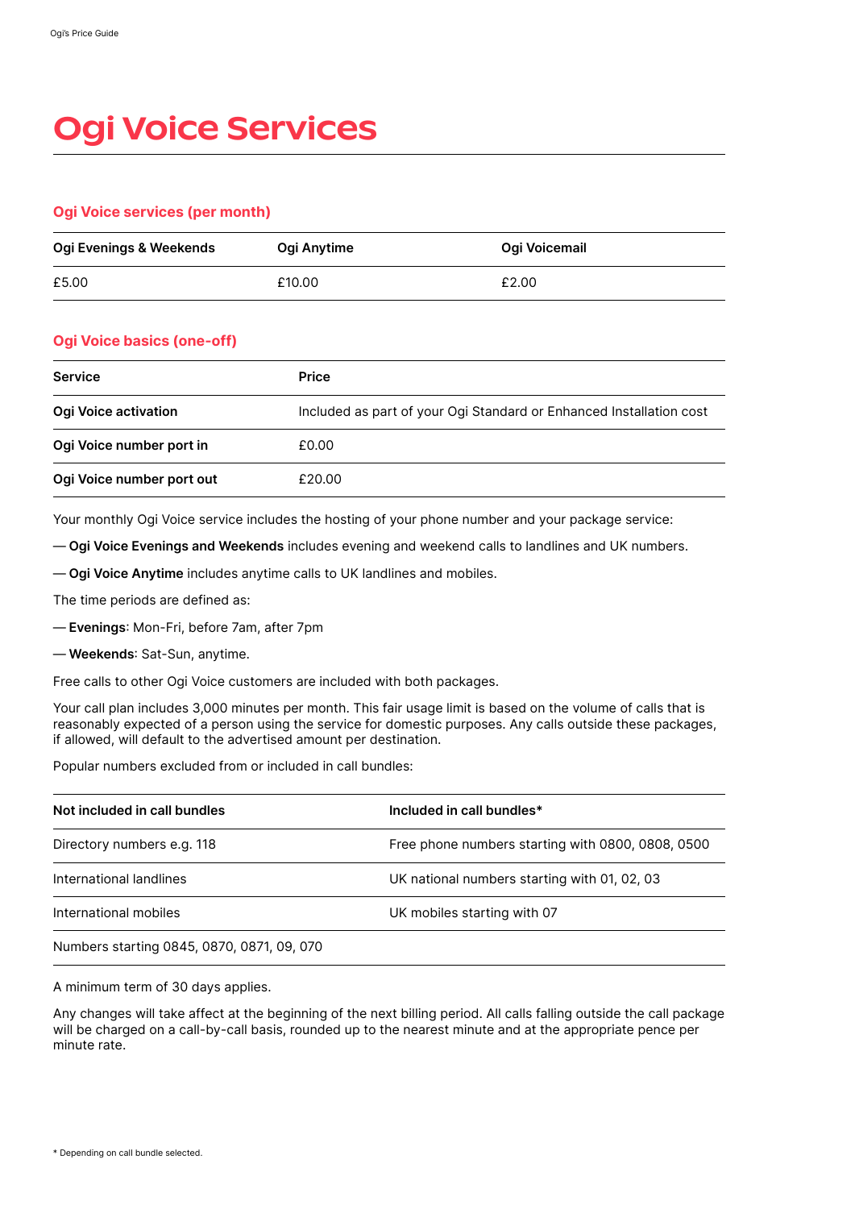# Ogi Voice Services

## Ogi Voice services (per month)

| Ogi Evenings & Weekends | Ogi Anytime | Ogi Voicemail |
|---|---|---|
| £5.00 | £10.00 | £2.00 |

## Ogi Voice basics (one-off)

| Service | Price |
|---|---|
| **Ogi Voice activation** | Included as part of your Ogi Standard or Enhanced Installation cost |
| **Ogi Voice number port in** | £0.00 |
| **Ogi Voice number port out** | £20.00 |

Your monthly Ogi Voice service includes the hosting of your phone number and your package service:

— **Ogi Voice Evenings and Weekends** includes evening and weekend calls to landlines and UK numbers.

— **Ogi Voice Anytime** includes anytime calls to UK landlines and mobiles.

The time periods are defined as:

— **Evenings**: Mon-Fri, before 7am, after 7pm

— **Weekends**: Sat-Sun, anytime.

Free calls to other Ogi Voice customers are included with both packages.

Your call plan includes 3,000 minutes per month. This fair usage limit is based on the volume of calls that is reasonably expected of a person using the service for domestic purposes. Any calls outside these packages, if allowed, will default to the advertised amount per destination.

Popular numbers excluded from or included in call bundles:

| Not included in call bundles | Included in call bundles* |
|---|---|
| Directory numbers e.g. 118 | Free phone numbers starting with 0800, 0808, 0500 |
| International landlines | UK national numbers starting with 01, 02, 03 |
| International mobiles | UK mobiles starting with 07 |
| Numbers starting 0845, 0870, 0871, 09, 070 | |

A minimum term of 30 days applies.

Any changes will take affect at the beginning of the next billing period. All calls falling outside the call package will be charged on a call-by-call basis, rounded up to the nearest minute and at the appropriate pence per minute rate.

* Depending on call bundle selected.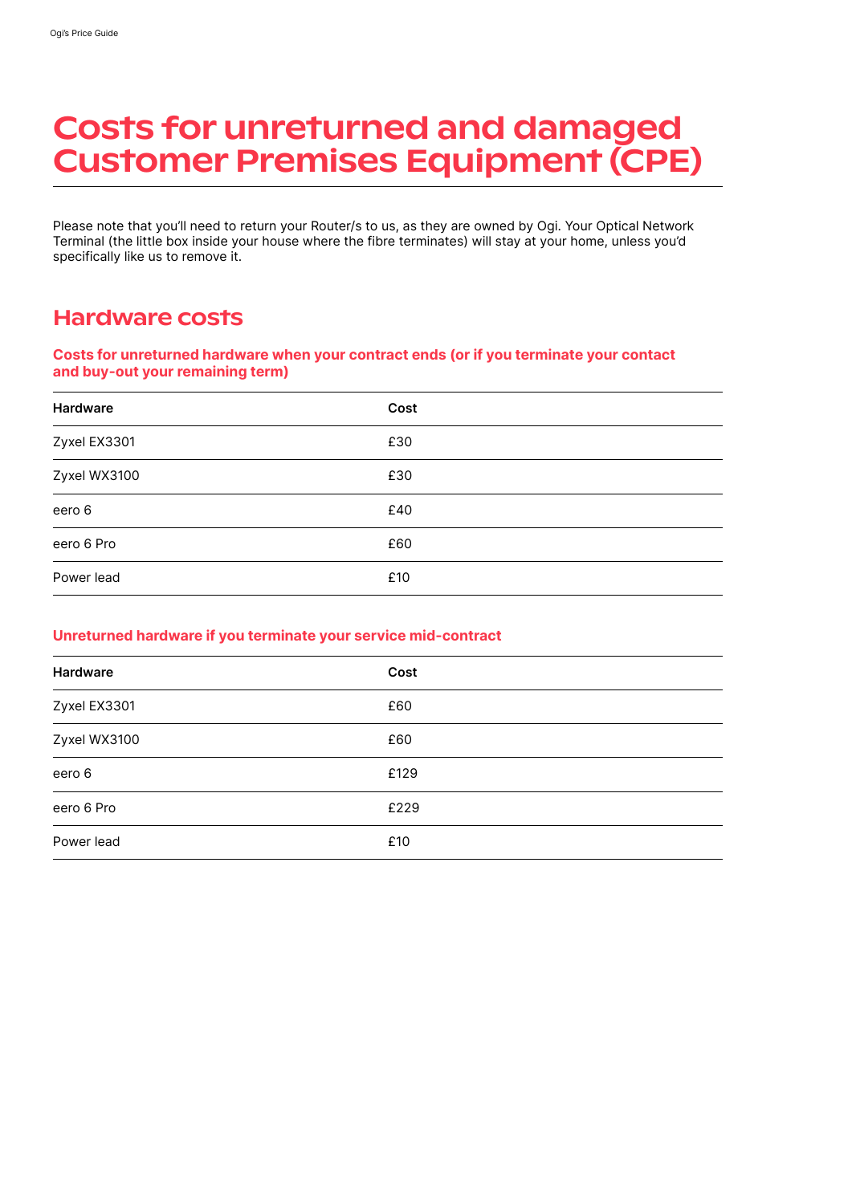# Costs for unreturned and damaged Customer Premises Equipment (CPE)

Please note that you'll need to return your Router/s to us, as they are owned by Ogi. Your Optical Network Terminal (the little box inside your house where the fibre terminates) will stay at your home, unless you'd specifically like us to remove it.

## Hardware costs

### Costs for unreturned hardware when your contract ends (or if you terminate your contact and buy-out your remaining term)

| Hardware | Cost |
|---|---|
| Zyxel EX3301 | £30 |
| Zyxel WX3100 | £30 |
| eero 6 | £40 |
| eero 6 Pro | £60 |
| Power lead | £10 |

### Unreturned hardware if you terminate your service mid-contract

| Hardware | Cost |
|---|---|
| Zyxel EX3301 | £60 |
| Zyxel WX3100 | £60 |
| eero 6 | £129 |
| eero 6 Pro | £229 |
| Power lead | £10 |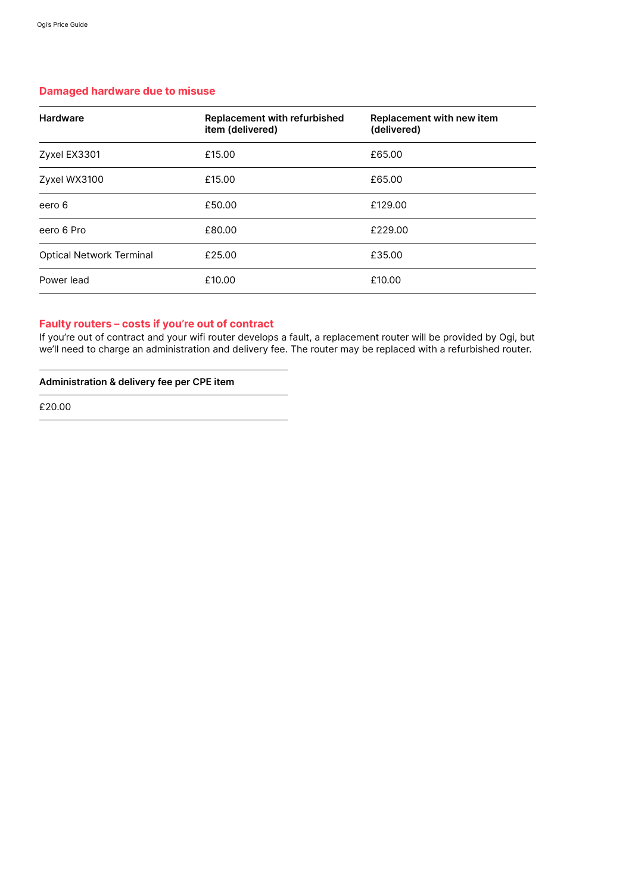## Damaged hardware due to misuse

| Hardware | Replacement with refurbished item (delivered) | Replacement with new item (delivered) |
| --- | --- | --- |
| Zyxel EX3301 | £15.00 | £65.00 |
| Zyxel WX3100 | £15.00 | £65.00 |
| eero 6 | £50.00 | £129.00 |
| eero 6 Pro | £80.00 | £229.00 |
| Optical Network Terminal | £25.00 | £35.00 |
| Power lead | £10.00 | £10.00 |

## Faulty routers – costs if you're out of contract

If you're out of contract and your wifi router develops a fault, a replacement router will be provided by Ogi, but we'll need to charge an administration and delivery fee. The router may be replaced with a refurbished router.

| Administration & delivery fee per CPE item |
| --- |
| £20.00 |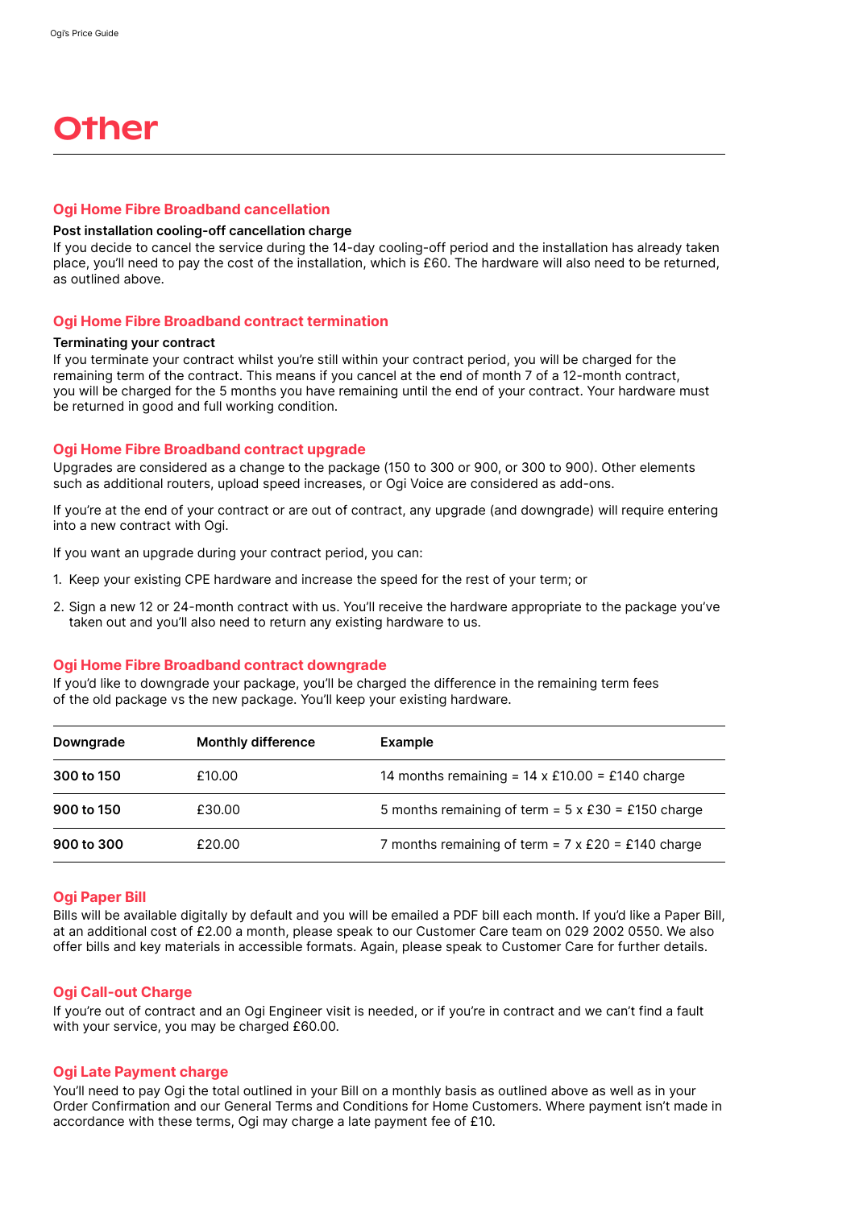# Other

## Ogi Home Fibre Broadband cancellation

**Post installation cooling-off cancellation charge**

If you decide to cancel the service during the 14-day cooling-off period and the installation has already taken place, you'll need to pay the cost of the installation, which is £60. The hardware will also need to be returned, as outlined above.

## Ogi Home Fibre Broadband contract termination

**Terminating your contract**

If you terminate your contract whilst you're still within your contract period, you will be charged for the remaining term of the contract. This means if you cancel at the end of month 7 of a 12-month contract, you will be charged for the 5 months you have remaining until the end of your contract. Your hardware must be returned in good and full working condition.

## Ogi Home Fibre Broadband contract upgrade

Upgrades are considered as a change to the package (150 to 300 or 900, or 300 to 900). Other elements such as additional routers, upload speed increases, or Ogi Voice are considered as add-ons.

If you're at the end of your contract or are out of contract, any upgrade (and downgrade) will require entering into a new contract with Ogi.

If you want an upgrade during your contract period, you can:

1. Keep your existing CPE hardware and increase the speed for the rest of your term; or
2. Sign a new 12 or 24-month contract with us. You'll receive the hardware appropriate to the package you've taken out and you'll also need to return any existing hardware to us.

## Ogi Home Fibre Broadband contract downgrade

If you'd like to downgrade your package, you'll be charged the difference in the remaining term fees of the old package vs the new package. You'll keep your existing hardware.

| Downgrade | Monthly difference | Example |
|---|---|---|
| **300 to 150** | £10.00 | 14 months remaining = 14 x £10.00 = £140 charge |
| **900 to 150** | £30.00 | 5 months remaining of term = 5 x £30 = £150 charge |
| **900 to 300** | £20.00 | 7 months remaining of term = 7 x £20 = £140 charge |

## Ogi Paper Bill

Bills will be available digitally by default and you will be emailed a PDF bill each month. If you'd like a Paper Bill, at an additional cost of £2.00 a month, please speak to our Customer Care team on 029 2002 0550. We also offer bills and key materials in accessible formats. Again, please speak to Customer Care for further details.

## Ogi Call-out Charge

If you're out of contract and an Ogi Engineer visit is needed, or if you're in contract and we can't find a fault with your service, you may be charged £60.00.

## Ogi Late Payment charge

You'll need to pay Ogi the total outlined in your Bill on a monthly basis as outlined above as well as in your Order Confirmation and our General Terms and Conditions for Home Customers. Where payment isn't made in accordance with these terms, Ogi may charge a late payment fee of £10.